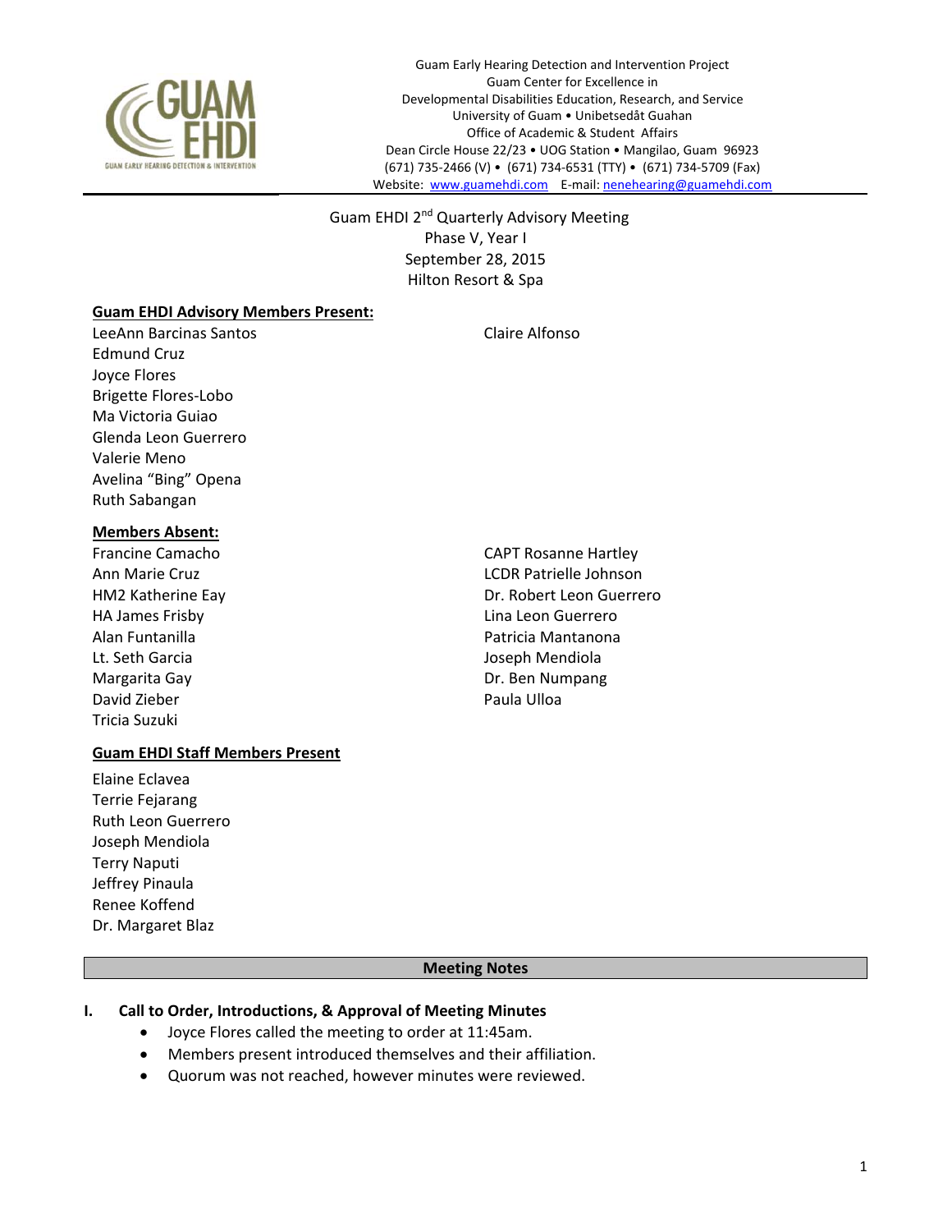Guam Early Hearing Detection and Intervention Project
Guam Center for Excellence in
Developmental Disabilities Education, Research, and Service
University of Guam • Unibetsedåt Guahan
Office of Academic & Student Affairs
Dean Circle House 22/23 • UOG Station • Mangilao, Guam 96923
(671) 735-2466 (V) • (671) 734-6531 (TTY) • (671) 734-5709 (Fax)
Website: www.guamehdi.com E-mail: nenehearing@guamehdi.com

# Guam EHDI 2nd Quarterly Advisory Meeting

Phase V, Year I
September 28, 2015
Hilton Resort & Spa

## Guam EHDI Advisory Members Present:

LeeAnn Barcinas Santos
Edmund Cruz
Joyce Flores
Brigette Flores-Lobo
Ma Victoria Guiao
Glenda Leon Guerrero
Valerie Meno
Avelina "Bing" Opena
Ruth Sabangan
Claire Alfonso

## Members Absent:

Francine Camacho
Ann Marie Cruz
HM2 Katherine Eay
HA James Frisby
Alan Funtanilla
Lt. Seth Garcia
Margarita Gay
David Zieber
Tricia Suzuki
CAPT Rosanne Hartley
LCDR Patrielle Johnson
Dr. Robert Leon Guerrero
Lina Leon Guerrero
Patricia Mantanona
Joseph Mendiola
Dr. Ben Numpang
Paula Ulloa

## Guam EHDI Staff Members Present

Elaine Eclavea
Terrie Fejarang
Ruth Leon Guerrero
Joseph Mendiola
Terry Naputi
Jeffrey Pinaula
Renee Koffend
Dr. Margaret Blaz

## Meeting Notes

### I. Call to Order, Introductions, & Approval of Meeting Minutes

- Joyce Flores called the meeting to order at 11:45am.
- Members present introduced themselves and their affiliation.
- Quorum was not reached, however minutes were reviewed.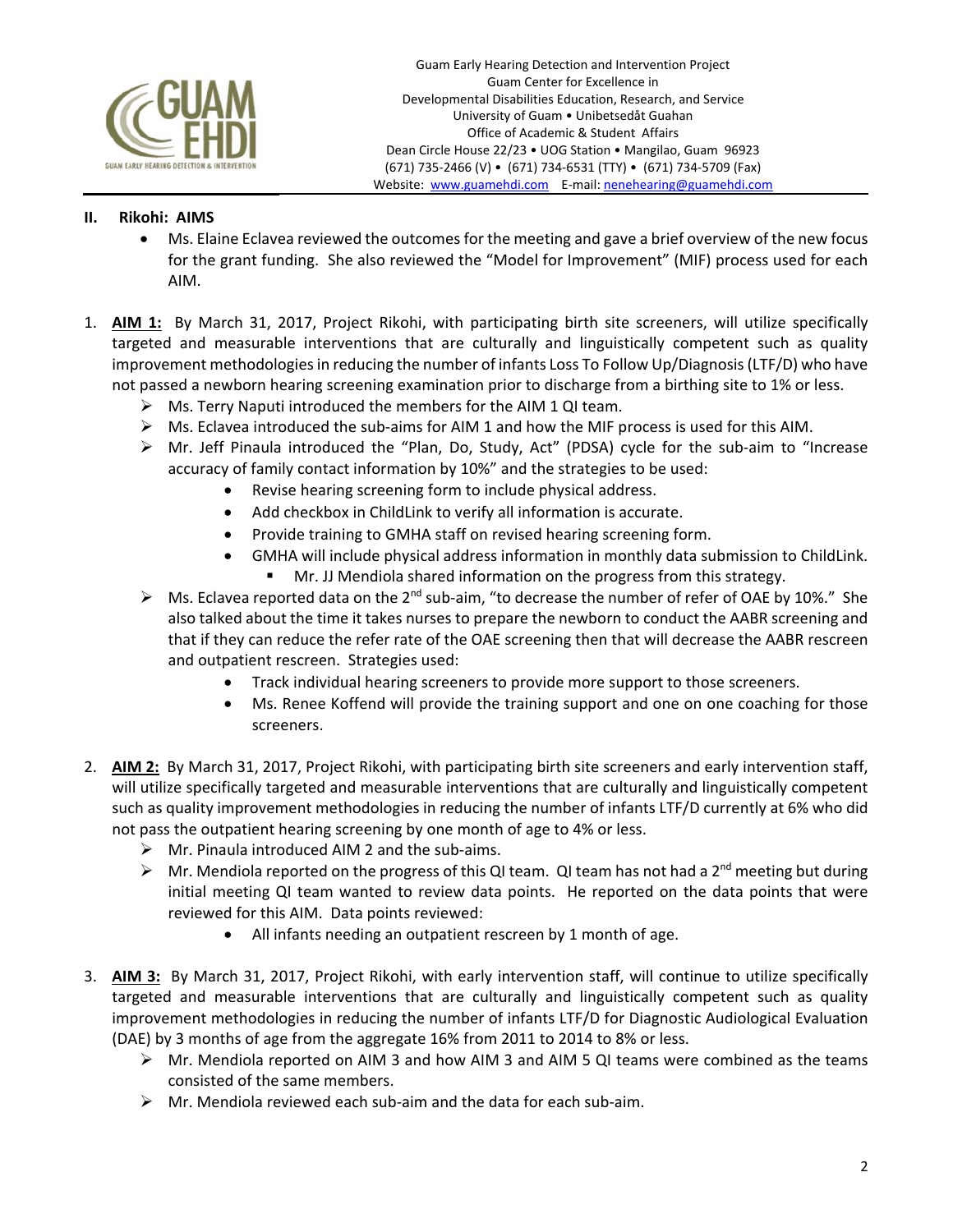## II. Rikohi: AIMS

- Ms. Elaine Eclavea reviewed the outcomes for the meeting and gave a brief overview of the new focus for the grant funding. She also reviewed the "Model for Improvement" (MIF) process used for each AIM.

1. **AIM 1:** By March 31, 2017, Project Rikohi, with participating birth site screeners, will utilize specifically targeted and measurable interventions that are culturally and linguistically competent such as quality improvement methodologies in reducing the number of infants Loss To Follow Up/Diagnosis (LTF/D) who have not passed a newborn hearing screening examination prior to discharge from a birthing site to 1% or less.
   - Ms. Terry Naputi introduced the members for the AIM 1 QI team.
   - Ms. Eclavea introduced the sub-aims for AIM 1 and how the MIF process is used for this AIM.
   - Mr. Jeff Pinaula introduced the "Plan, Do, Study, Act" (PDSA) cycle for the sub-aim to "Increase accuracy of family contact information by 10%" and the strategies to be used:
     - Revise hearing screening form to include physical address.
     - Add checkbox in ChildLink to verify all information is accurate.
     - Provide training to GMHA staff on revised hearing screening form.
     - GMHA will include physical address information in monthly data submission to ChildLink.
       - Mr. JJ Mendiola shared information on the progress from this strategy.
   - Ms. Eclavea reported data on the 2nd sub-aim, "to decrease the number of refer of OAE by 10%." She also talked about the time it takes nurses to prepare the newborn to conduct the AABR screening and that if they can reduce the refer rate of the OAE screening then that will decrease the AABR rescreen and outpatient rescreen. Strategies used:
     - Track individual hearing screeners to provide more support to those screeners.
     - Ms. Renee Koffend will provide the training support and one on one coaching for those screeners.

2. **AIM 2:** By March 31, 2017, Project Rikohi, with participating birth site screeners and early intervention staff, will utilize specifically targeted and measurable interventions that are culturally and linguistically competent such as quality improvement methodologies in reducing the number of infants LTF/D currently at 6% who did not pass the outpatient hearing screening by one month of age to 4% or less.
   - Mr. Pinaula introduced AIM 2 and the sub-aims.
   - Mr. Mendiola reported on the progress of this QI team. QI team has not had a 2nd meeting but during initial meeting QI team wanted to review data points. He reported on the data points that were reviewed for this AIM. Data points reviewed:
     - All infants needing an outpatient rescreen by 1 month of age.

3. **AIM 3:** By March 31, 2017, Project Rikohi, with early intervention staff, will continue to utilize specifically targeted and measurable interventions that are culturally and linguistically competent such as quality improvement methodologies in reducing the number of infants LTF/D for Diagnostic Audiological Evaluation (DAE) by 3 months of age from the aggregate 16% from 2011 to 2014 to 8% or less.
   - Mr. Mendiola reported on AIM 3 and how AIM 3 and AIM 5 QI teams were combined as the teams consisted of the same members.
   - Mr. Mendiola reviewed each sub-aim and the data for each sub-aim.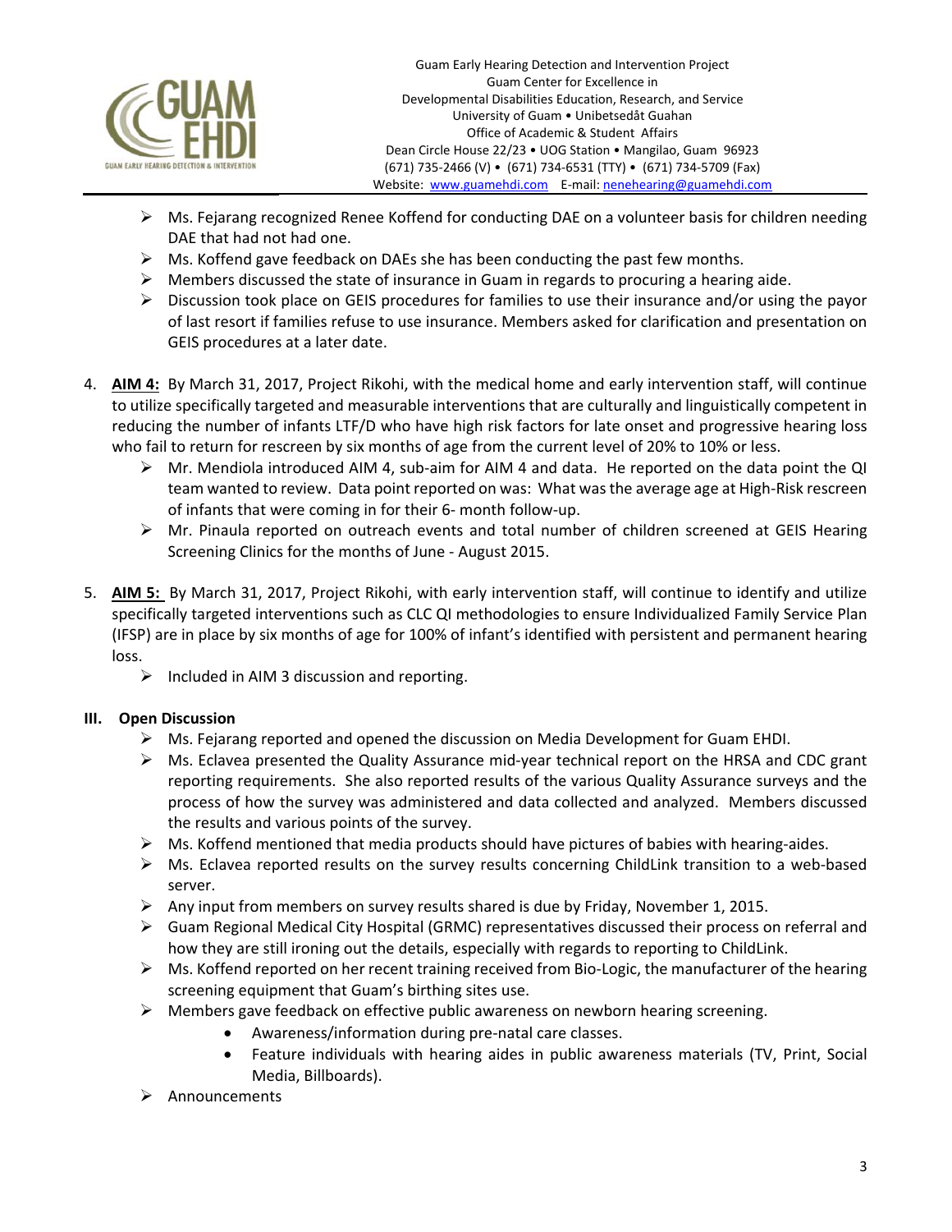- Ms. Fejarang recognized Renee Koffend for conducting DAE on a volunteer basis for children needing DAE that had not had one.
- Ms. Koffend gave feedback on DAEs she has been conducting the past few months.
- Members discussed the state of insurance in Guam in regards to procuring a hearing aide.
- Discussion took place on GEIS procedures for families to use their insurance and/or using the payor of last resort if families refuse to use insurance. Members asked for clarification and presentation on GEIS procedures at a later date.

4. **AIM 4:** By March 31, 2017, Project Rikohi, with the medical home and early intervention staff, will continue to utilize specifically targeted and measurable interventions that are culturally and linguistically competent in reducing the number of infants LTF/D who have high risk factors for late onset and progressive hearing loss who fail to return for rescreen by six months of age from the current level of 20% to 10% or less.
   - Mr. Mendiola introduced AIM 4, sub-aim for AIM 4 and data. He reported on the data point the QI team wanted to review. Data point reported on was: What was the average age at High-Risk rescreen of infants that were coming in for their 6- month follow-up.
   - Mr. Pinaula reported on outreach events and total number of children screened at GEIS Hearing Screening Clinics for the months of June - August 2015.

5. **AIM 5:** By March 31, 2017, Project Rikohi, with early intervention staff, will continue to identify and utilize specifically targeted interventions such as CLC QI methodologies to ensure Individualized Family Service Plan (IFSP) are in place by six months of age for 100% of infant's identified with persistent and permanent hearing loss.
   - Included in AIM 3 discussion and reporting.

### III. Open Discussion

- Ms. Fejarang reported and opened the discussion on Media Development for Guam EHDI.
- Ms. Eclavea presented the Quality Assurance mid-year technical report on the HRSA and CDC grant reporting requirements. She also reported results of the various Quality Assurance surveys and the process of how the survey was administered and data collected and analyzed. Members discussed the results and various points of the survey.
- Ms. Koffend mentioned that media products should have pictures of babies with hearing-aides.
- Ms. Eclavea reported results on the survey results concerning ChildLink transition to a web-based server.
- Any input from members on survey results shared is due by Friday, November 1, 2015.
- Guam Regional Medical City Hospital (GRMC) representatives discussed their process on referral and how they are still ironing out the details, especially with regards to reporting to ChildLink.
- Ms. Koffend reported on her recent training received from Bio-Logic, the manufacturer of the hearing screening equipment that Guam's birthing sites use.
- Members gave feedback on effective public awareness on newborn hearing screening.
  - Awareness/information during pre-natal care classes.
  - Feature individuals with hearing aides in public awareness materials (TV, Print, Social Media, Billboards).
- Announcements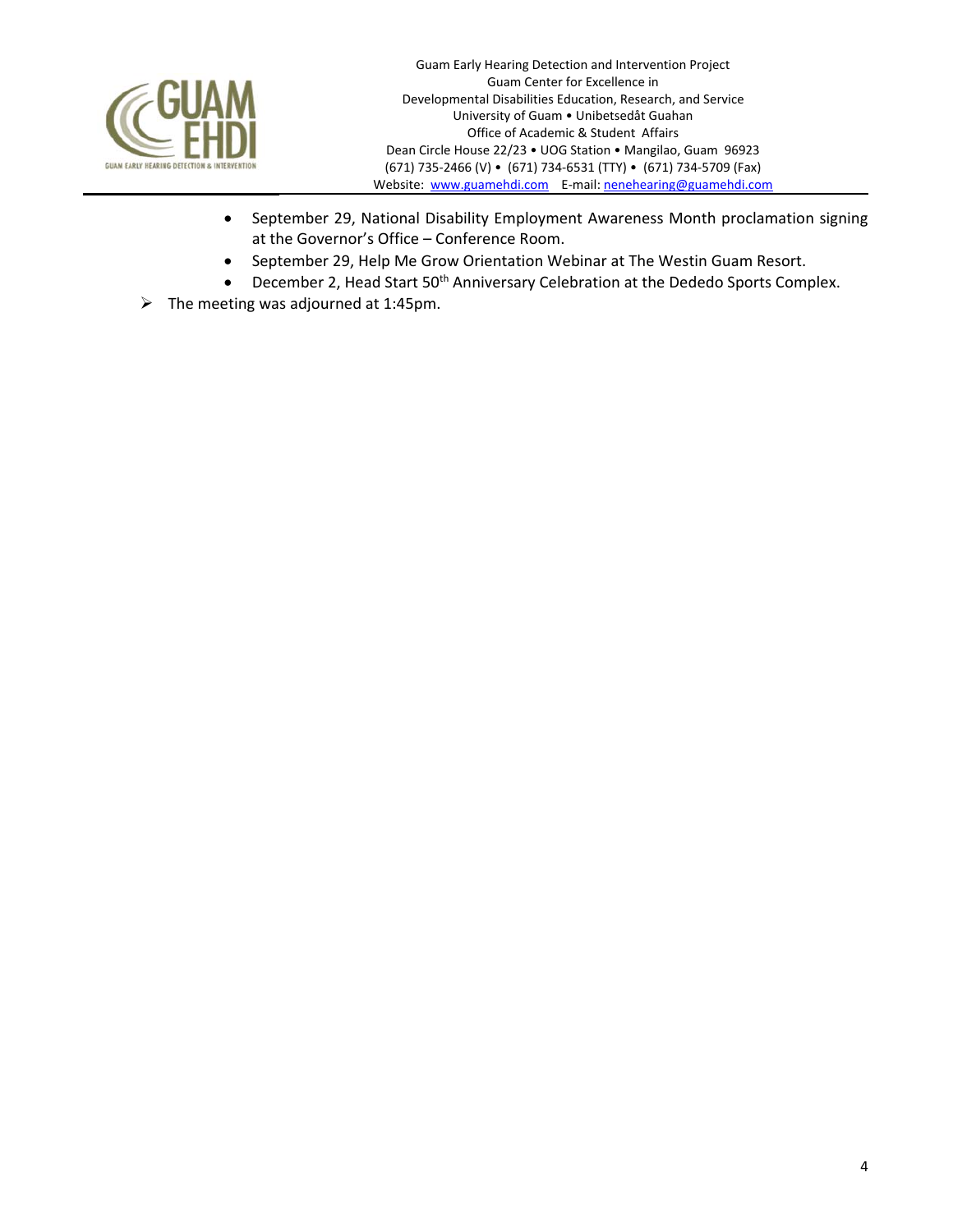- September 29, National Disability Employment Awareness Month proclamation signing at the Governor's Office – Conference Room.
- September 29, Help Me Grow Orientation Webinar at The Westin Guam Resort.
- December 2, Head Start 50th Anniversary Celebration at the Dededo Sports Complex.

➢ The meeting was adjourned at 1:45pm.